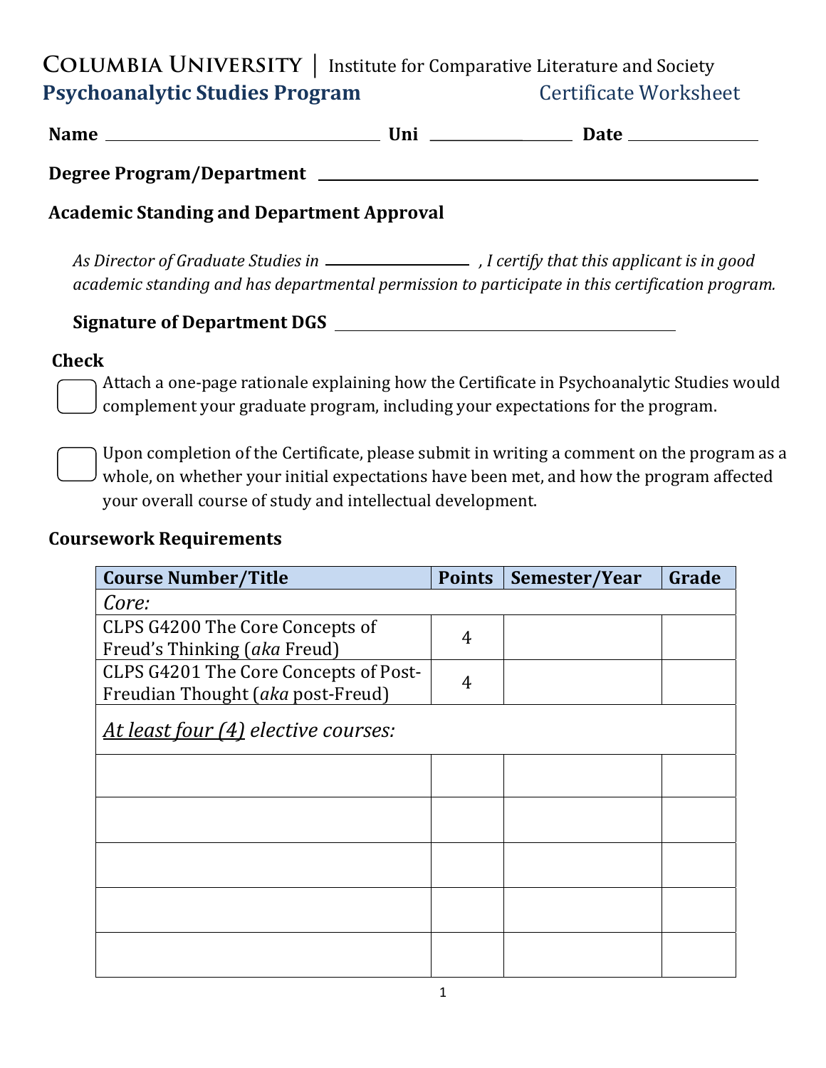**Columbia University** | Institute for Comparative Literature and Society

**Psychoanalytic Studies Program** Certificate Worksheet

**Name** ______________________ **Uni** ____________ **Date** __________

**Degree Program/Department** ______________________________________

**Academic Standing and Department Approval**

*As Director of Graduate Studies in* ____________ *, I certify that this applicant is in good academic standing and has departmental permission to participate in this certification program.*

**Signature of Department DGS** ______________________________

**Check**

- [ ] Attach a one-page rationale explaining how the Certificate in Psychoanalytic Studies would complement your graduate program, including your expectations for the program.

- [ ] Upon completion of the Certificate, please submit in writing a comment on the program as a whole, on whether your initial expectations have been met, and how the program affected your overall course of study and intellectual development.

**Coursework Requirements**

| Course Number/Title | Points | Semester/Year | Grade |
|---|---|---|---|
| *Core:* | | | |
| CLPS G4200 The Core Concepts of Freud's Thinking (*aka* Freud) | 4 | | |
| CLPS G4201 The Core Concepts of Post-Freudian Thought (*aka* post-Freud) | 4 | | |
| *At least four (4) elective courses:* | | | |
| | | | |
| | | | |
| | | | |
| | | | |
| | | | |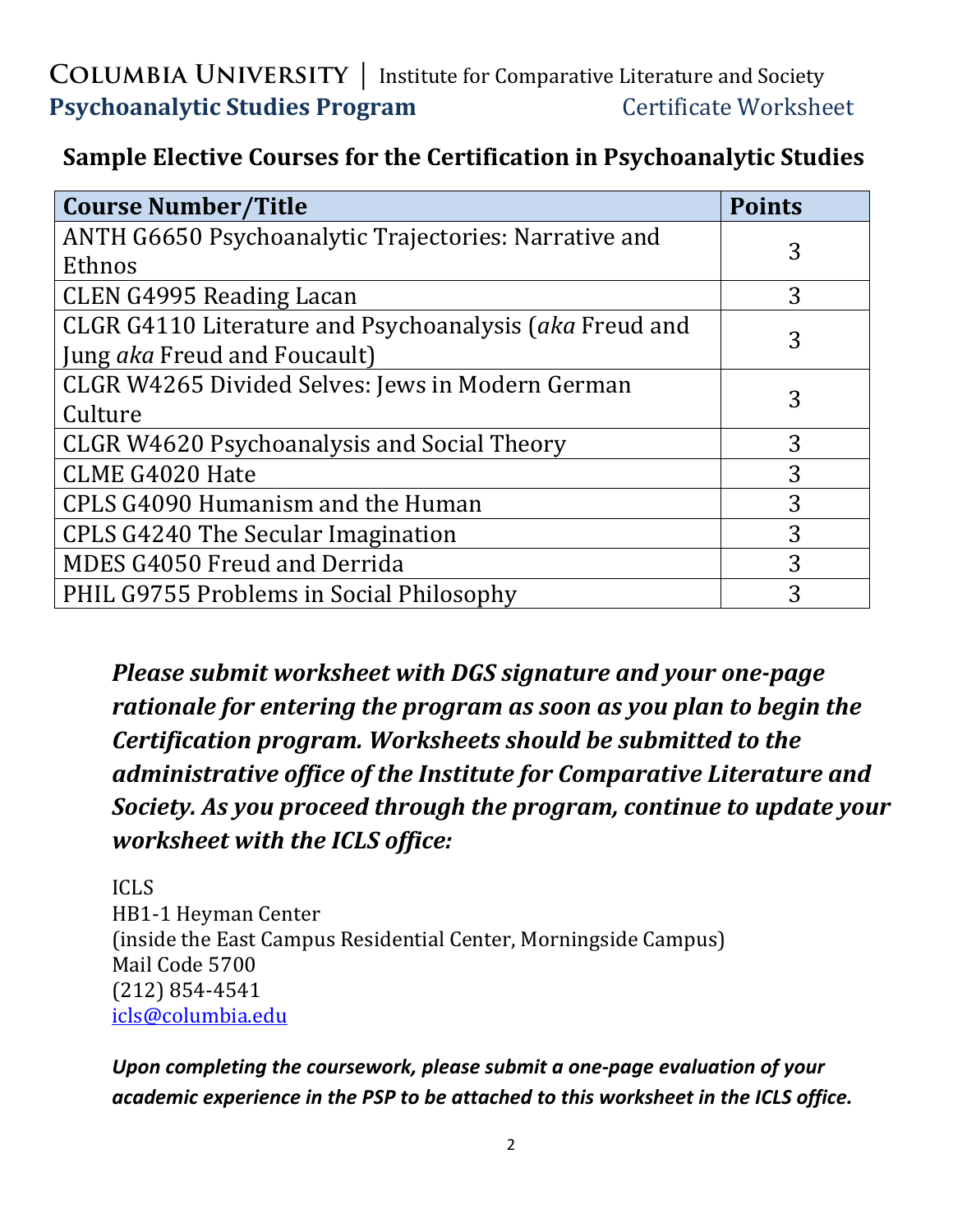# Sample Elective Courses for the Certification in Psychoanalytic Studies

| Course Number/Title | Points |
|---|---|
| ANTH G6650 Psychoanalytic Trajectories: Narrative and Ethnos | 3 |
| CLEN G4995 Reading Lacan | 3 |
| CLGR G4110 Literature and Psychoanalysis (*aka* Freud and Jung *aka* Freud and Foucault) | 3 |
| CLGR W4265 Divided Selves: Jews in Modern German Culture | 3 |
| CLGR W4620 Psychoanalysis and Social Theory | 3 |
| CLME G4020 Hate | 3 |
| CPLS G4090 Humanism and the Human | 3 |
| CPLS G4240 The Secular Imagination | 3 |
| MDES G4050 Freud and Derrida | 3 |
| PHIL G9755 Problems in Social Philosophy | 3 |

***Please submit worksheet with DGS signature and your one-page rationale for entering the program as soon as you plan to begin the Certification program. Worksheets should be submitted to the administrative office of the Institute for Comparative Literature and Society. As you proceed through the program, continue to update your worksheet with the ICLS office:***

ICLS
HB1-1 Heyman Center
(inside the East Campus Residential Center, Morningside Campus)
Mail Code 5700
(212) 854-4541
icls@columbia.edu

***Upon completing the coursework, please submit a one-page evaluation of your academic experience in the PSP to be attached to this worksheet in the ICLS office.***